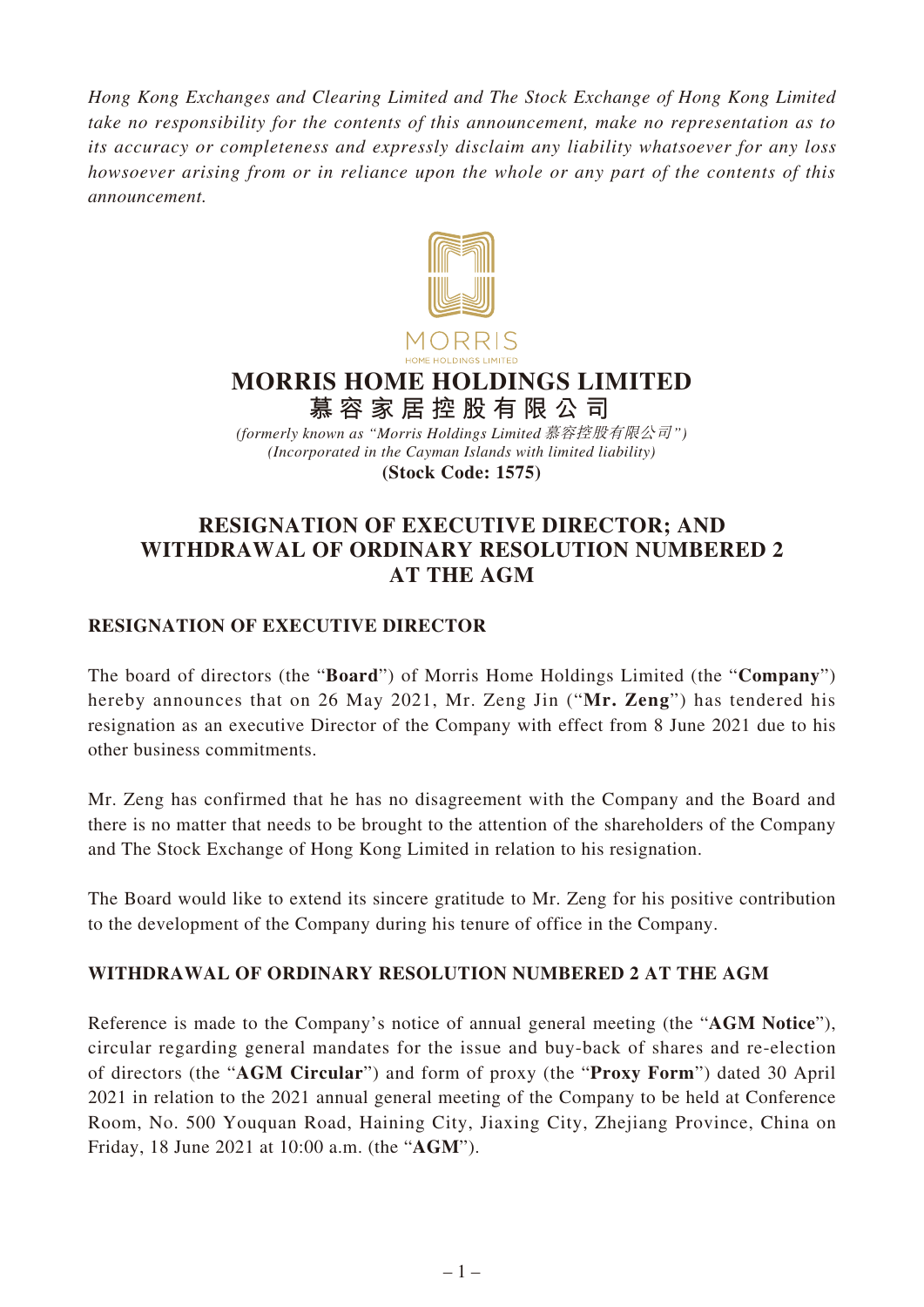*Hong Kong Exchanges and Clearing Limited and The Stock Exchange of Hong Kong Limited take no responsibility for the contents of this announcement, make no representation as to its accuracy or completeness and expressly disclaim any liability whatsoever for any loss howsoever arising from or in reliance upon the whole or any part of the contents of this announcement.*

# MORRIS HOME HOLDINGS LIMITED
# 慕容家居控股有限公司

*(formerly known as "Morris Holdings Limited 慕容控股有限公司")*
*(Incorporated in the Cayman Islands with limited liability)*
**(Stock Code: 1575)**

## RESIGNATION OF EXECUTIVE DIRECTOR; AND WITHDRAWAL OF ORDINARY RESOLUTION NUMBERED 2 AT THE AGM

### RESIGNATION OF EXECUTIVE DIRECTOR

The board of directors (the "**Board**") of Morris Home Holdings Limited (the "**Company**") hereby announces that on 26 May 2021, Mr. Zeng Jin ("**Mr. Zeng**") has tendered his resignation as an executive Director of the Company with effect from 8 June 2021 due to his other business commitments.

Mr. Zeng has confirmed that he has no disagreement with the Company and the Board and there is no matter that needs to be brought to the attention of the shareholders of the Company and The Stock Exchange of Hong Kong Limited in relation to his resignation.

The Board would like to extend its sincere gratitude to Mr. Zeng for his positive contribution to the development of the Company during his tenure of office in the Company.

### WITHDRAWAL OF ORDINARY RESOLUTION NUMBERED 2 AT THE AGM

Reference is made to the Company's notice of annual general meeting (the "**AGM Notice**"), circular regarding general mandates for the issue and buy-back of shares and re-election of directors (the "**AGM Circular**") and form of proxy (the "**Proxy Form**") dated 30 April 2021 in relation to the 2021 annual general meeting of the Company to be held at Conference Room, No. 500 Youquan Road, Haining City, Jiaxing City, Zhejiang Province, China on Friday, 18 June 2021 at 10:00 a.m. (the "**AGM**").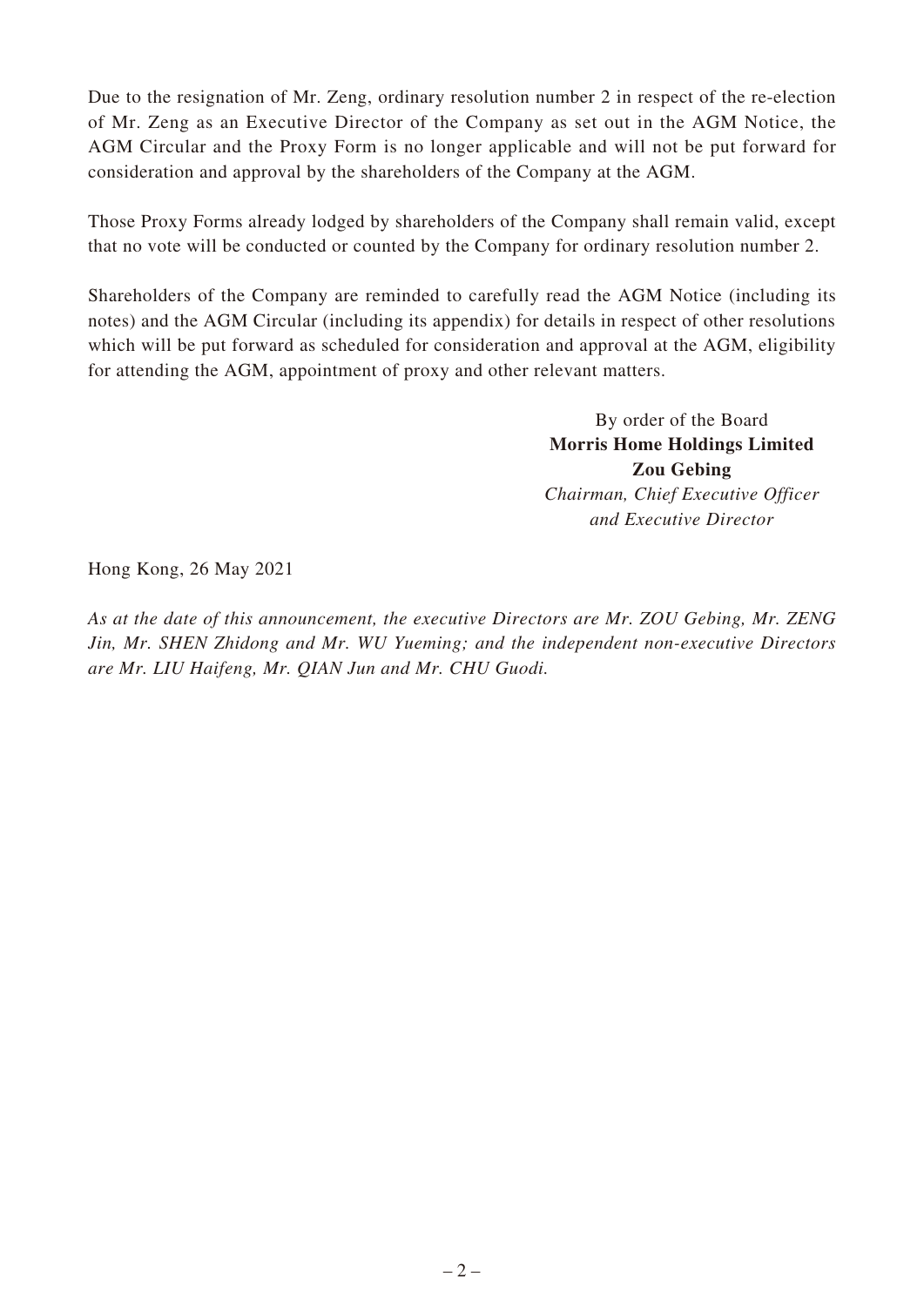Due to the resignation of Mr. Zeng, ordinary resolution number 2 in respect of the re-election of Mr. Zeng as an Executive Director of the Company as set out in the AGM Notice, the AGM Circular and the Proxy Form is no longer applicable and will not be put forward for consideration and approval by the shareholders of the Company at the AGM.

Those Proxy Forms already lodged by shareholders of the Company shall remain valid, except that no vote will be conducted or counted by the Company for ordinary resolution number 2.

Shareholders of the Company are reminded to carefully read the AGM Notice (including its notes) and the AGM Circular (including its appendix) for details in respect of other resolutions which will be put forward as scheduled for consideration and approval at the AGM, eligibility for attending the AGM, appointment of proxy and other relevant matters.

By order of the Board
**Morris Home Holdings Limited**
**Zou Gebing**
*Chairman, Chief Executive Officer and Executive Director*

Hong Kong, 26 May 2021

*As at the date of this announcement, the executive Directors are Mr. ZOU Gebing, Mr. ZENG Jin, Mr. SHEN Zhidong and Mr. WU Yueming; and the independent non-executive Directors are Mr. LIU Haifeng, Mr. QIAN Jun and Mr. CHU Guodi.*